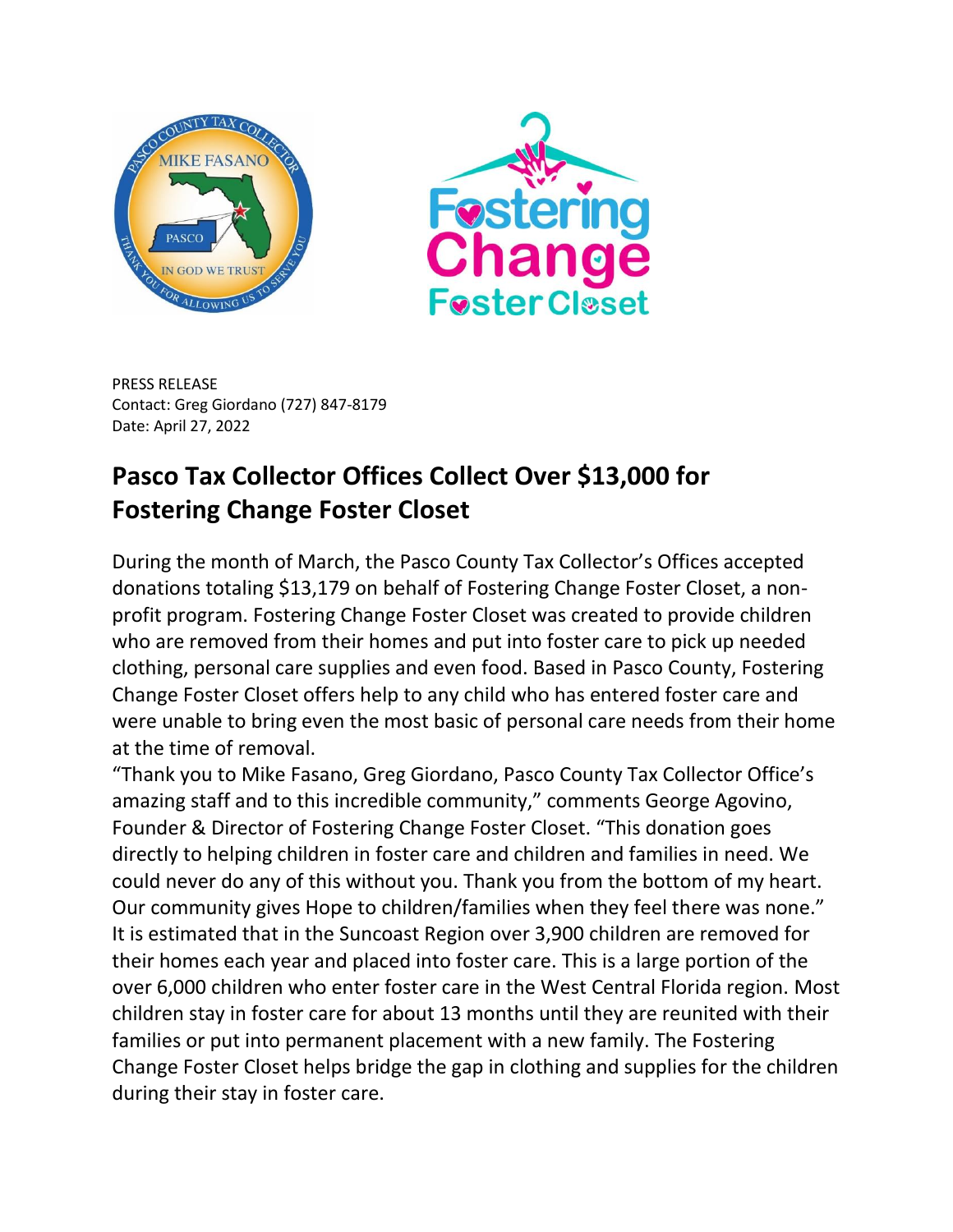PRESS RELEASE
Contact: Greg Giordano (727) 847-8179
Date: April 27, 2022

# Pasco Tax Collector Offices Collect Over $13,000 for Fostering Change Foster Closet

During the month of March, the Pasco County Tax Collector's Offices accepted donations totaling $13,179 on behalf of Fostering Change Foster Closet, a non-profit program. Fostering Change Foster Closet was created to provide children who are removed from their homes and put into foster care to pick up needed clothing, personal care supplies and even food. Based in Pasco County, Fostering Change Foster Closet offers help to any child who has entered foster care and were unable to bring even the most basic of personal care needs from their home at the time of removal.

"Thank you to Mike Fasano, Greg Giordano, Pasco County Tax Collector Office's amazing staff and to this incredible community," comments George Agovino, Founder & Director of Fostering Change Foster Closet. "This donation goes directly to helping children in foster care and children and families in need. We could never do any of this without you. Thank you from the bottom of my heart. Our community gives Hope to children/families when they feel there was none."

It is estimated that in the Suncoast Region over 3,900 children are removed for their homes each year and placed into foster care. This is a large portion of the over 6,000 children who enter foster care in the West Central Florida region. Most children stay in foster care for about 13 months until they are reunited with their families or put into permanent placement with a new family. The Fostering Change Foster Closet helps bridge the gap in clothing and supplies for the children during their stay in foster care.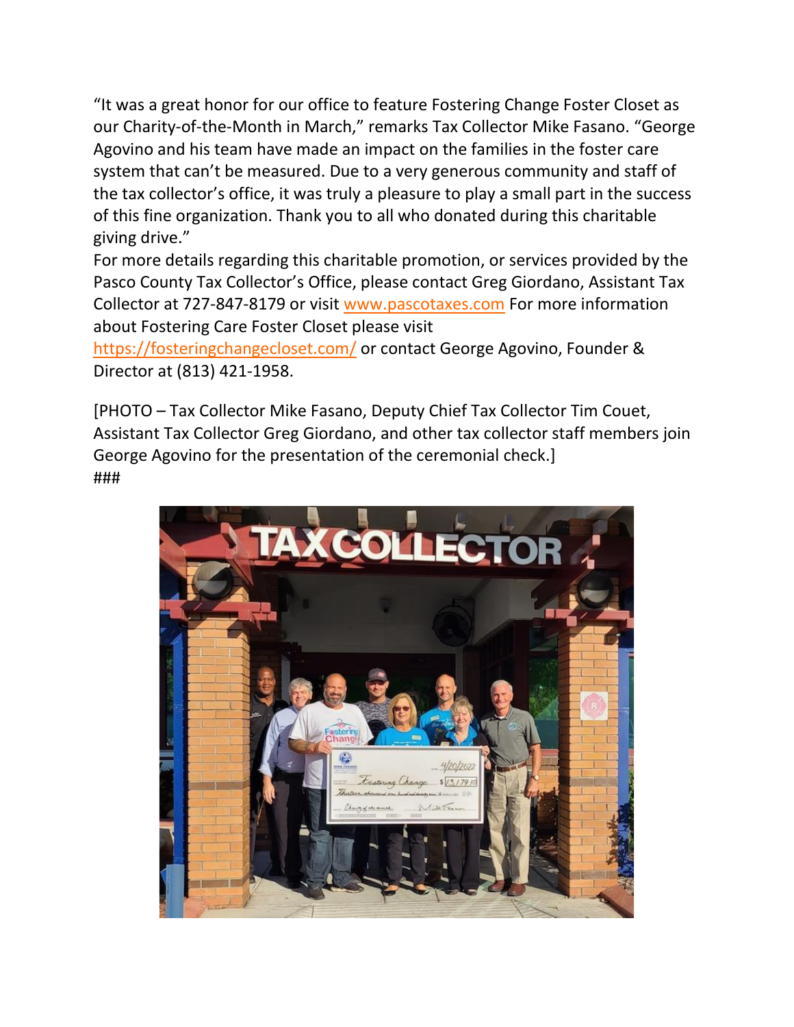"It was a great honor for our office to feature Fostering Change Foster Closet as our Charity-of-the-Month in March," remarks Tax Collector Mike Fasano. "George Agovino and his team have made an impact on the families in the foster care system that can't be measured. Due to a very generous community and staff of the tax collector's office, it was truly a pleasure to play a small part in the success of this fine organization. Thank you to all who donated during this charitable giving drive."

For more details regarding this charitable promotion, or services provided by the Pasco County Tax Collector's Office, please contact Greg Giordano, Assistant Tax Collector at 727-847-8179 or visit [www.pascotaxes.com](http://www.pascotaxes.com) For more information about Fostering Care Foster Closet please visit [https://fosteringchangecloset.com/](https://fosteringchangecloset.com/) or contact George Agovino, Founder & Director at (813) 421-1958.

[PHOTO – Tax Collector Mike Fasano, Deputy Chief Tax Collector Tim Couet, Assistant Tax Collector Greg Giordano, and other tax collector staff members join George Agovino for the presentation of the ceremonial check.]

###